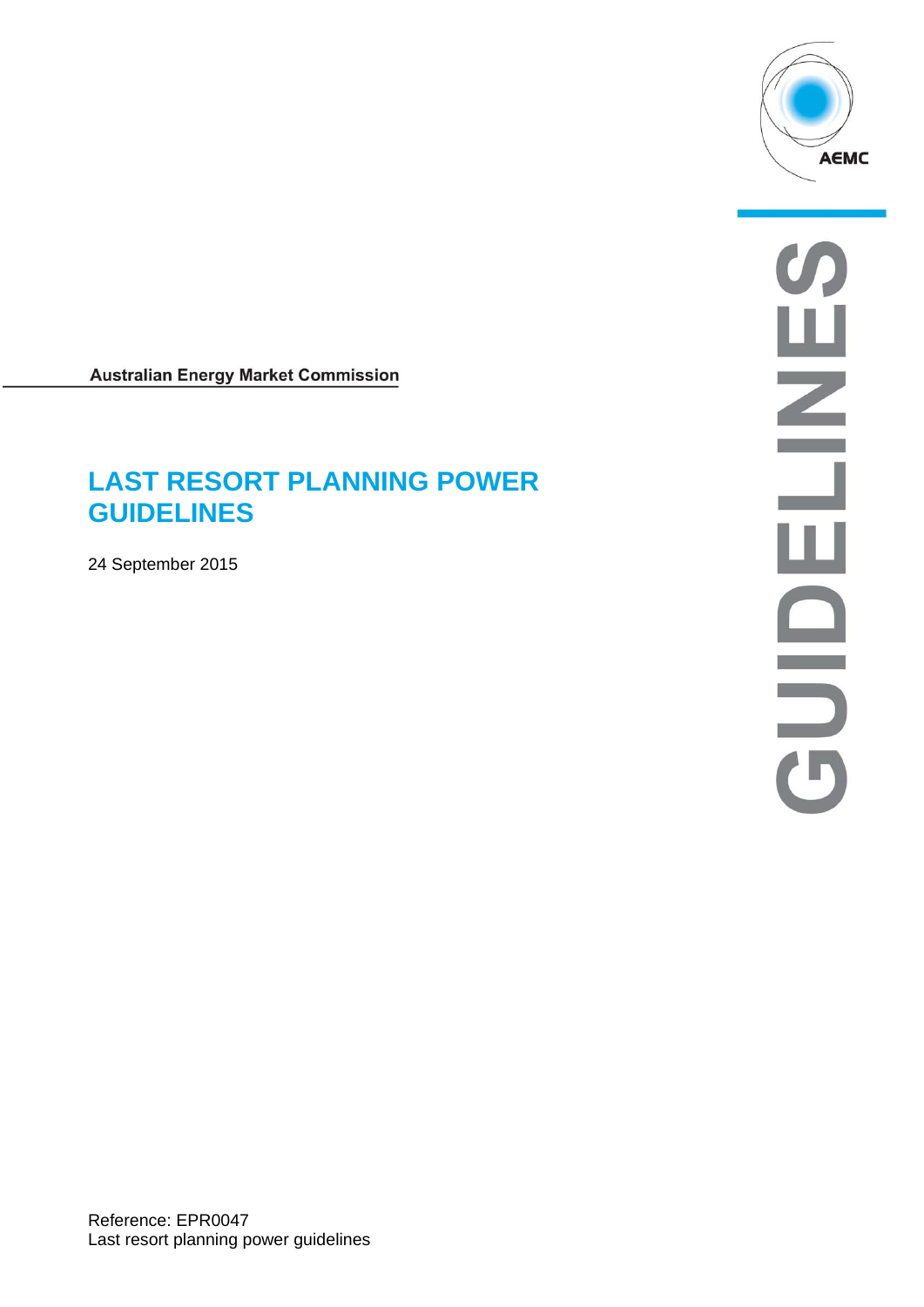AEMC

GUIDELINES

Australian Energy Market Commission

# LAST RESORT PLANNING POWER GUIDELINES

24 September 2015

Reference: EPR0047
Last resort planning power guidelines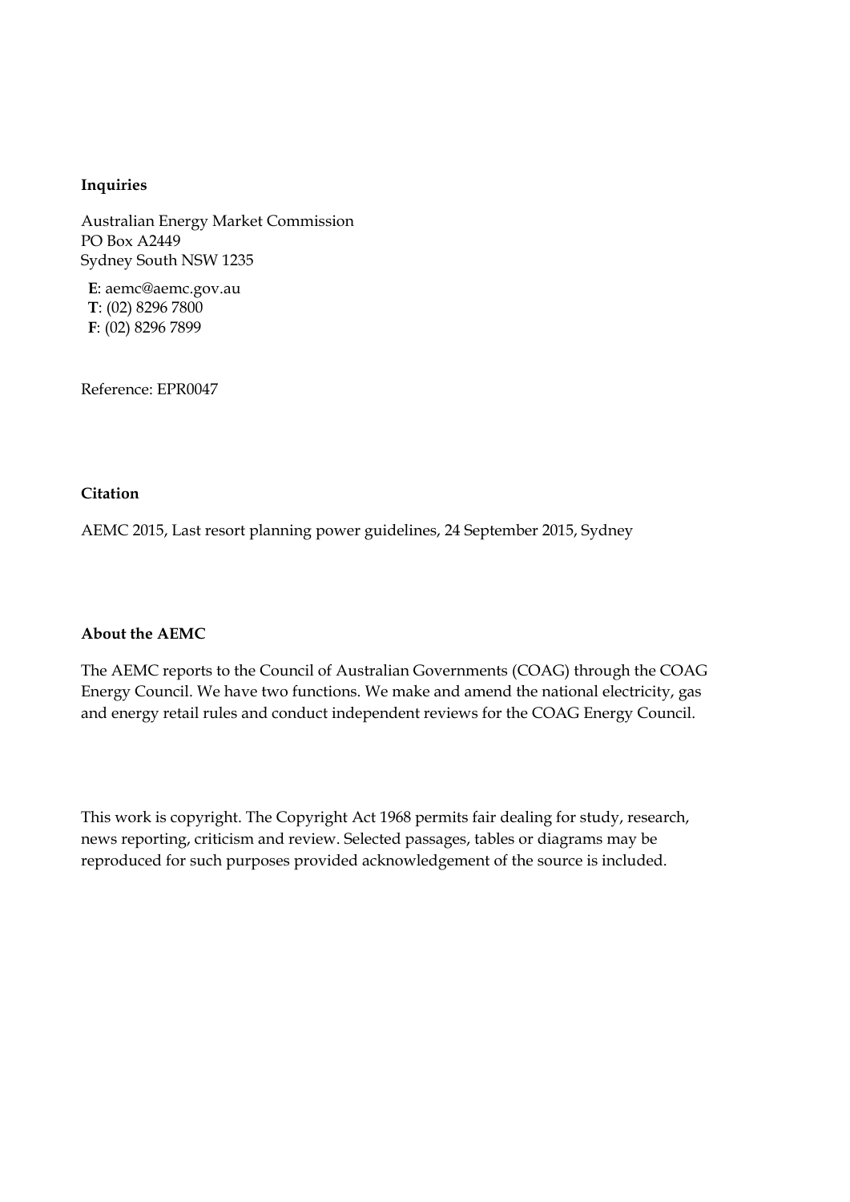**Inquiries**

Australian Energy Market Commission
PO Box A2449
Sydney South NSW 1235

**E**: aemc@aemc.gov.au
**T**: (02) 8296 7800
**F**: (02) 8296 7899

Reference: EPR0047

**Citation**

AEMC 2015, Last resort planning power guidelines, 24 September 2015, Sydney

**About the AEMC**

The AEMC reports to the Council of Australian Governments (COAG) through the COAG Energy Council. We have two functions. We make and amend the national electricity, gas and energy retail rules and conduct independent reviews for the COAG Energy Council.

This work is copyright. The Copyright Act 1968 permits fair dealing for study, research, news reporting, criticism and review. Selected passages, tables or diagrams may be reproduced for such purposes provided acknowledgement of the source is included.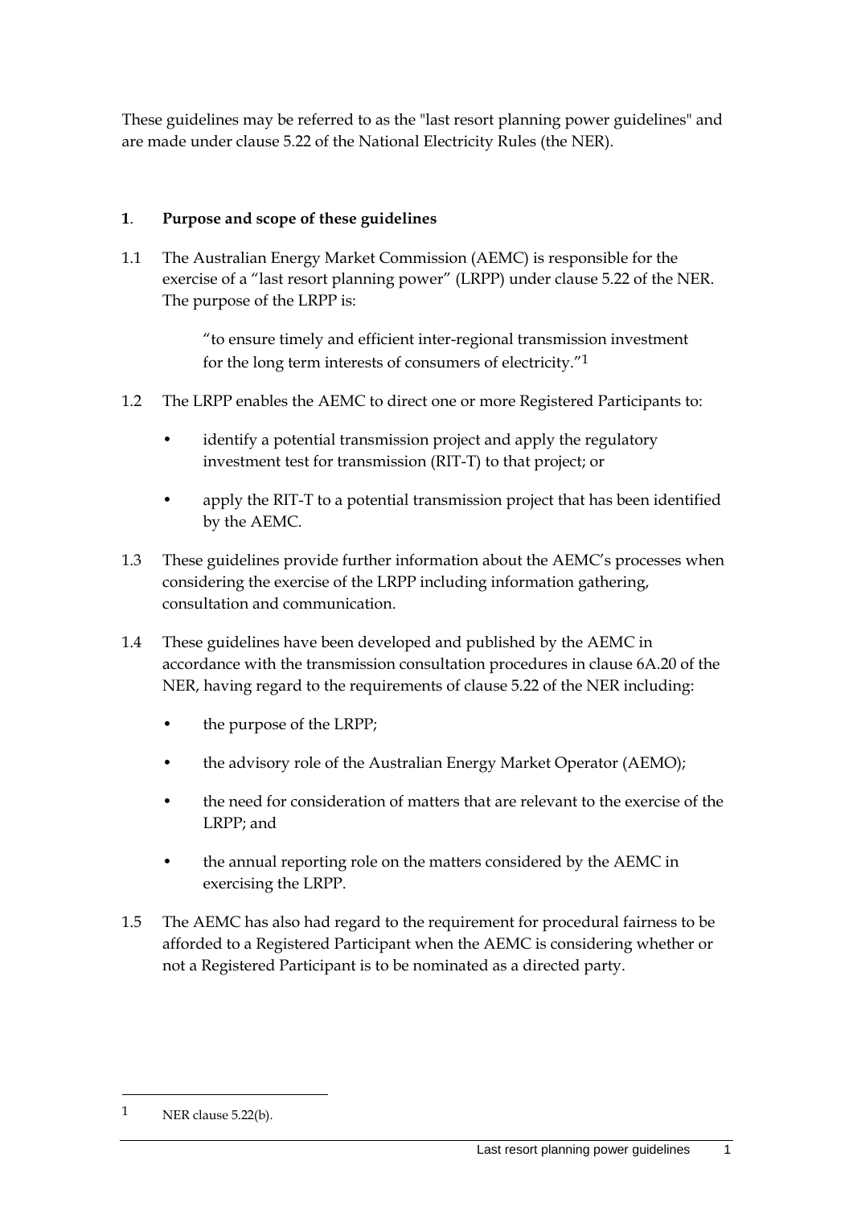These guidelines may be referred to as the "last resort planning power guidelines" and are made under clause 5.22 of the National Electricity Rules (the NER).

## 1. Purpose and scope of these guidelines

1.1 The Australian Energy Market Commission (AEMC) is responsible for the exercise of a "last resort planning power" (LRPP) under clause 5.22 of the NER. The purpose of the LRPP is:

> "to ensure timely and efficient inter-regional transmission investment for the long term interests of consumers of electricity."[1]

1.2 The LRPP enables the AEMC to direct one or more Registered Participants to:

- identify a potential transmission project and apply the regulatory investment test for transmission (RIT-T) to that project; or
- apply the RIT-T to a potential transmission project that has been identified by the AEMC.

1.3 These guidelines provide further information about the AEMC's processes when considering the exercise of the LRPP including information gathering, consultation and communication.

1.4 These guidelines have been developed and published by the AEMC in accordance with the transmission consultation procedures in clause 6A.20 of the NER, having regard to the requirements of clause 5.22 of the NER including:

- the purpose of the LRPP;
- the advisory role of the Australian Energy Market Operator (AEMO);
- the need for consideration of matters that are relevant to the exercise of the LRPP; and
- the annual reporting role on the matters considered by the AEMC in exercising the LRPP.

1.5 The AEMC has also had regard to the requirement for procedural fairness to be afforded to a Registered Participant when the AEMC is considering whether or not a Registered Participant is to be nominated as a directed party.

---

[1] NER clause 5.22(b).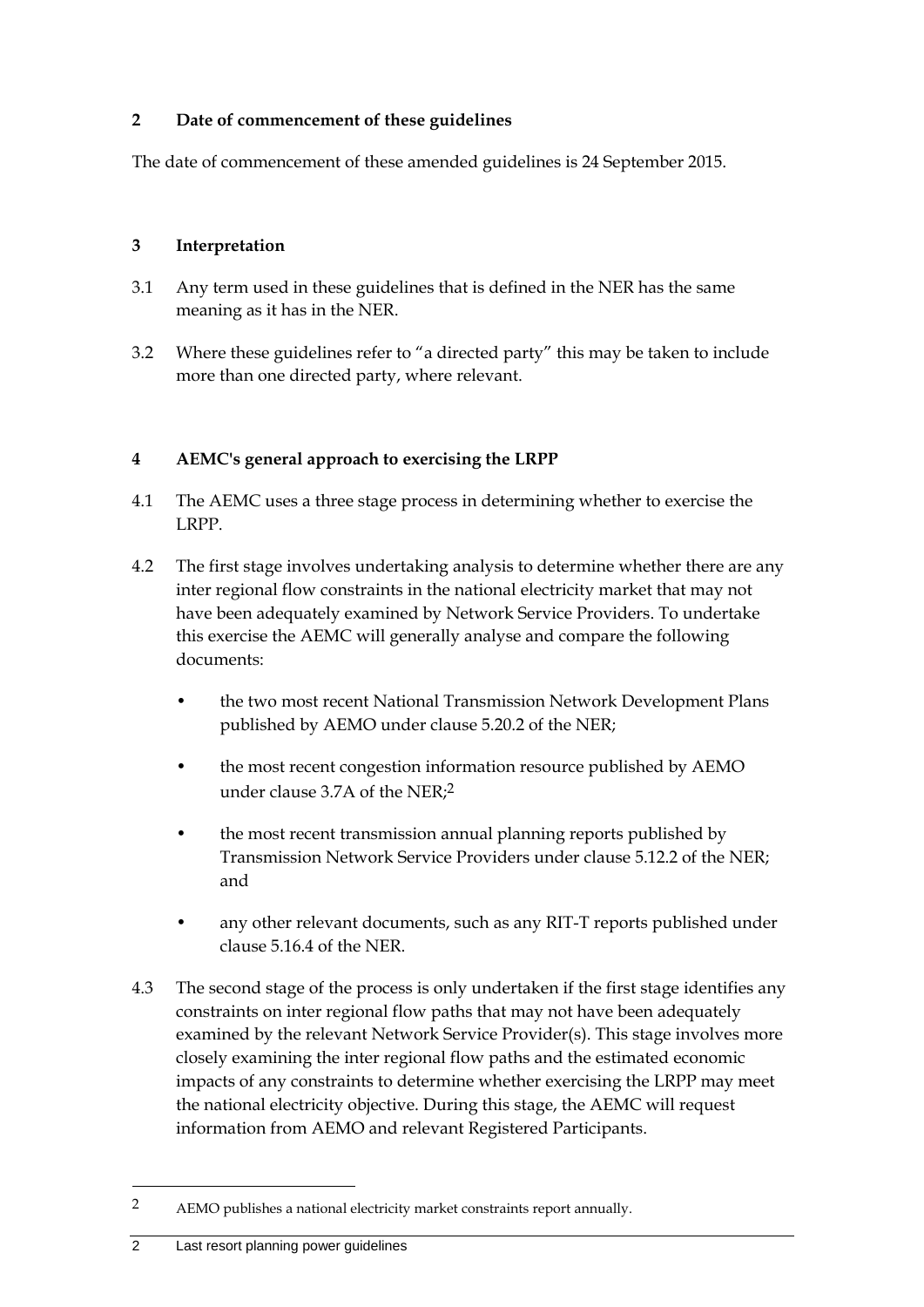## 2 Date of commencement of these guidelines

The date of commencement of these amended guidelines is 24 September 2015.

## 3 Interpretation

3.1 Any term used in these guidelines that is defined in the NER has the same meaning as it has in the NER.

3.2 Where these guidelines refer to "a directed party" this may be taken to include more than one directed party, where relevant.

## 4 AEMC's general approach to exercising the LRPP

4.1 The AEMC uses a three stage process in determining whether to exercise the LRPP.

4.2 The first stage involves undertaking analysis to determine whether there are any inter regional flow constraints in the national electricity market that may not have been adequately examined by Network Service Providers. To undertake this exercise the AEMC will generally analyse and compare the following documents:

- the two most recent National Transmission Network Development Plans published by AEMO under clause 5.20.2 of the NER;
- the most recent congestion information resource published by AEMO under clause 3.7A of the NER;[2]
- the most recent transmission annual planning reports published by Transmission Network Service Providers under clause 5.12.2 of the NER; and
- any other relevant documents, such as any RIT-T reports published under clause 5.16.4 of the NER.

4.3 The second stage of the process is only undertaken if the first stage identifies any constraints on inter regional flow paths that may not have been adequately examined by the relevant Network Service Provider(s). This stage involves more closely examining the inter regional flow paths and the estimated economic impacts of any constraints to determine whether exercising the LRPP may meet the national electricity objective. During this stage, the AEMC will request information from AEMO and relevant Registered Participants.

[2] AEMO publishes a national electricity market constraints report annually.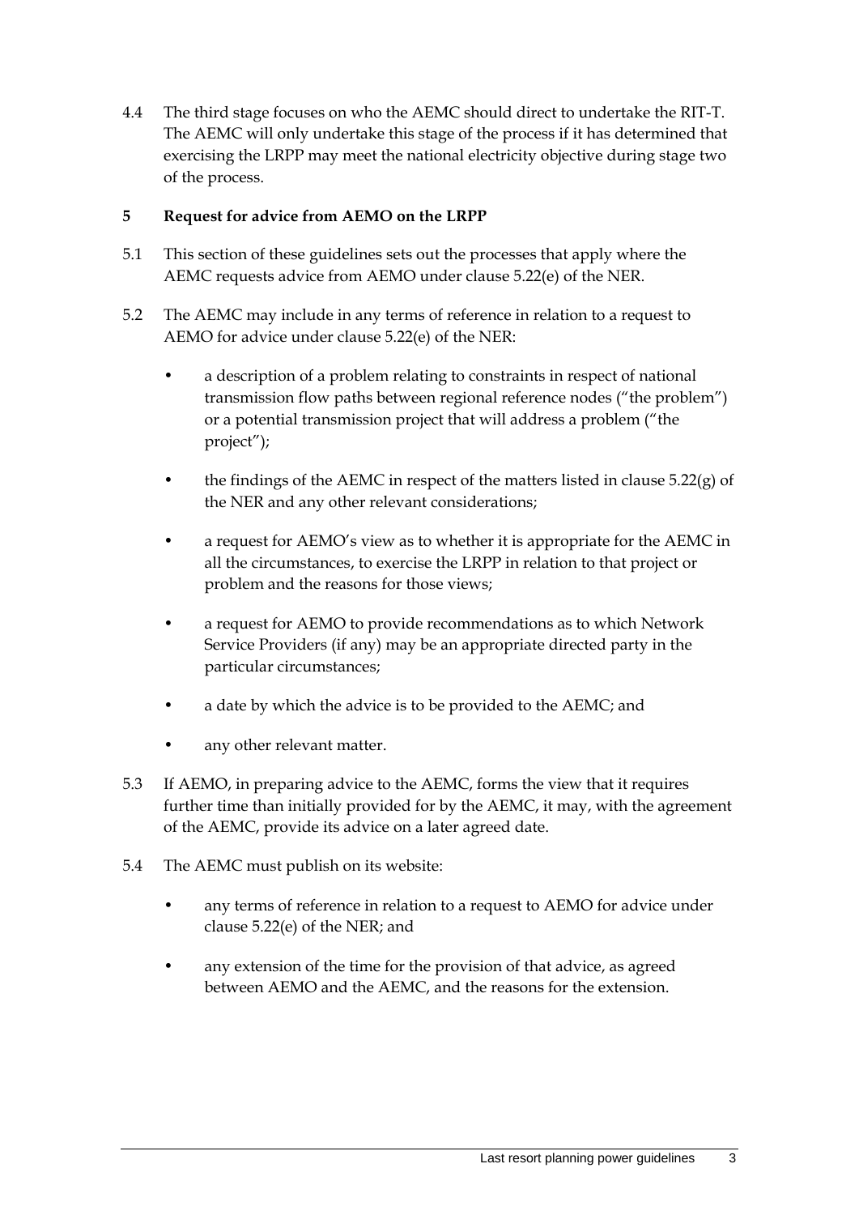4.4 The third stage focuses on who the AEMC should direct to undertake the RIT-T. The AEMC will only undertake this stage of the process if it has determined that exercising the LRPP may meet the national electricity objective during stage two of the process.

## 5 Request for advice from AEMO on the LRPP

5.1 This section of these guidelines sets out the processes that apply where the AEMC requests advice from AEMO under clause 5.22(e) of the NER.

5.2 The AEMC may include in any terms of reference in relation to a request to AEMO for advice under clause 5.22(e) of the NER:

- a description of a problem relating to constraints in respect of national transmission flow paths between regional reference nodes ("the problem") or a potential transmission project that will address a problem ("the project");
- the findings of the AEMC in respect of the matters listed in clause 5.22(g) of the NER and any other relevant considerations;
- a request for AEMO's view as to whether it is appropriate for the AEMC in all the circumstances, to exercise the LRPP in relation to that project or problem and the reasons for those views;
- a request for AEMO to provide recommendations as to which Network Service Providers (if any) may be an appropriate directed party in the particular circumstances;
- a date by which the advice is to be provided to the AEMC; and
- any other relevant matter.

5.3 If AEMO, in preparing advice to the AEMC, forms the view that it requires further time than initially provided for by the AEMC, it may, with the agreement of the AEMC, provide its advice on a later agreed date.

5.4 The AEMC must publish on its website:

- any terms of reference in relation to a request to AEMO for advice under clause 5.22(e) of the NER; and
- any extension of the time for the provision of that advice, as agreed between AEMO and the AEMC, and the reasons for the extension.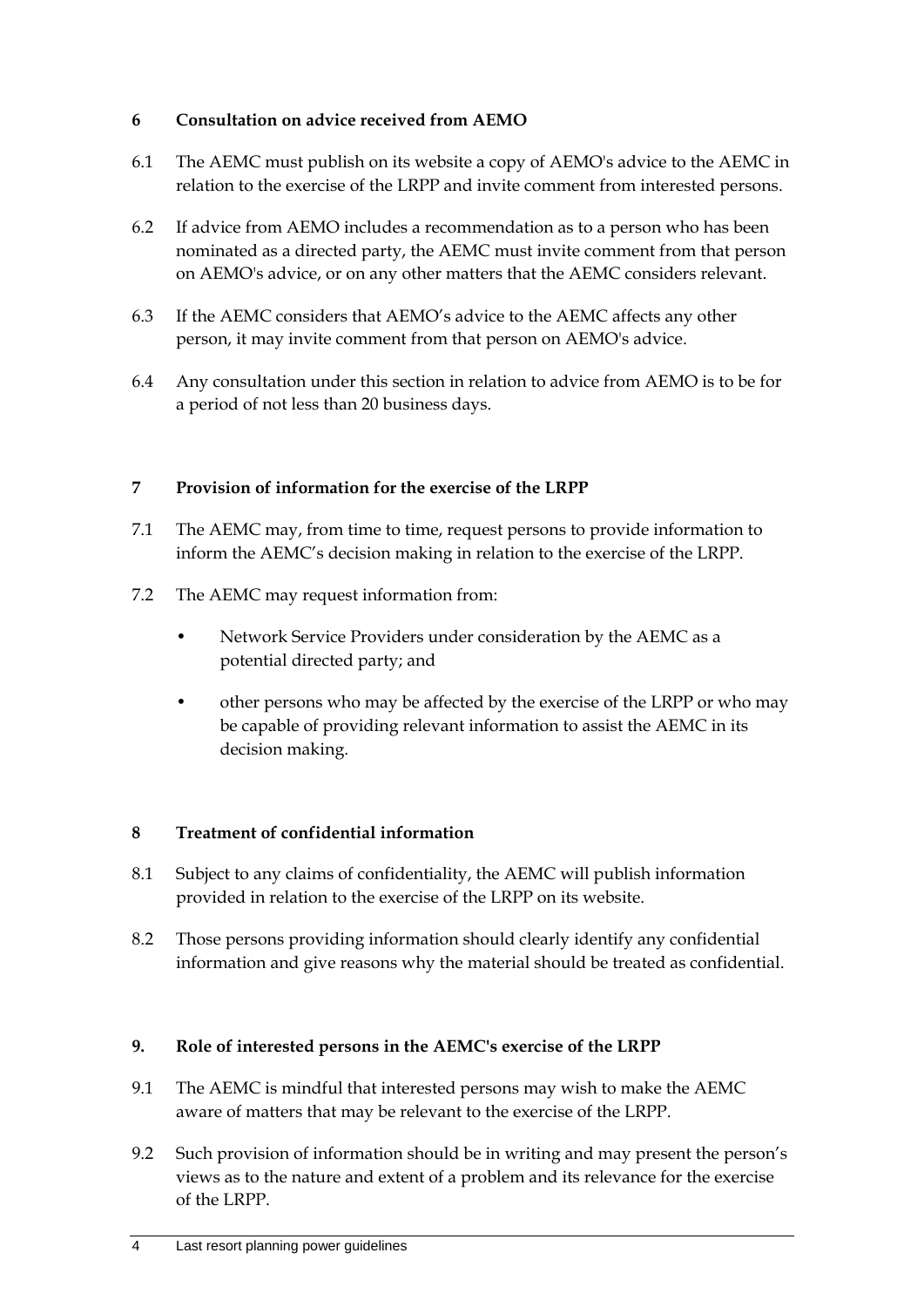## 6 Consultation on advice received from AEMO

6.1 The AEMC must publish on its website a copy of AEMO's advice to the AEMC in relation to the exercise of the LRPP and invite comment from interested persons.

6.2 If advice from AEMO includes a recommendation as to a person who has been nominated as a directed party, the AEMC must invite comment from that person on AEMO's advice, or on any other matters that the AEMC considers relevant.

6.3 If the AEMC considers that AEMO's advice to the AEMC affects any other person, it may invite comment from that person on AEMO's advice.

6.4 Any consultation under this section in relation to advice from AEMO is to be for a period of not less than 20 business days.

## 7 Provision of information for the exercise of the LRPP

7.1 The AEMC may, from time to time, request persons to provide information to inform the AEMC's decision making in relation to the exercise of the LRPP.

7.2 The AEMC may request information from:

- Network Service Providers under consideration by the AEMC as a potential directed party; and
- other persons who may be affected by the exercise of the LRPP or who may be capable of providing relevant information to assist the AEMC in its decision making.

## 8 Treatment of confidential information

8.1 Subject to any claims of confidentiality, the AEMC will publish information provided in relation to the exercise of the LRPP on its website.

8.2 Those persons providing information should clearly identify any confidential information and give reasons why the material should be treated as confidential.

## 9. Role of interested persons in the AEMC's exercise of the LRPP

9.1 The AEMC is mindful that interested persons may wish to make the AEMC aware of matters that may be relevant to the exercise of the LRPP.

9.2 Such provision of information should be in writing and may present the person's views as to the nature and extent of a problem and its relevance for the exercise of the LRPP.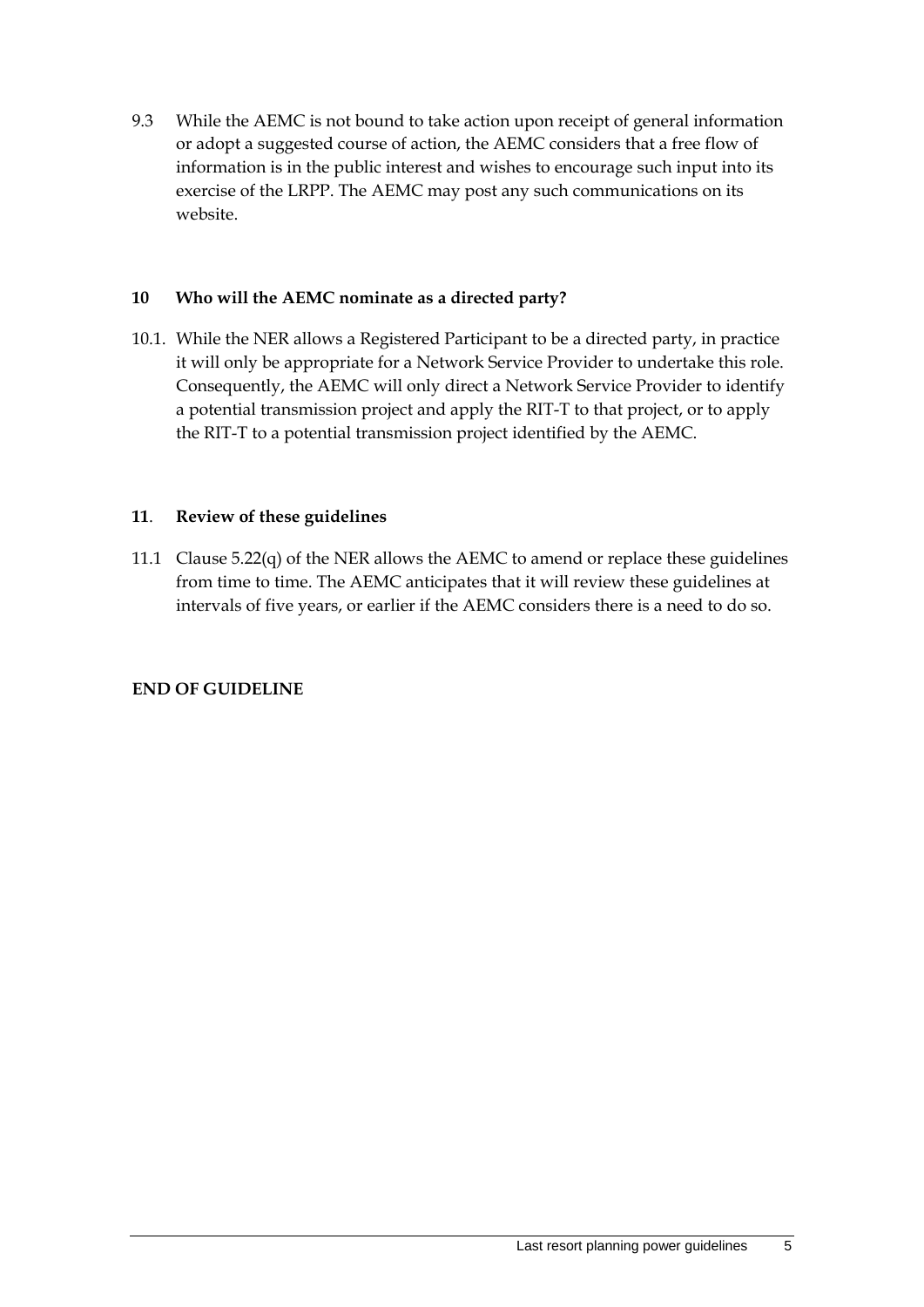9.3 While the AEMC is not bound to take action upon receipt of general information or adopt a suggested course of action, the AEMC considers that a free flow of information is in the public interest and wishes to encourage such input into its exercise of the LRPP. The AEMC may post any such communications on its website.

## 10 Who will the AEMC nominate as a directed party?

10.1. While the NER allows a Registered Participant to be a directed party, in practice it will only be appropriate for a Network Service Provider to undertake this role. Consequently, the AEMC will only direct a Network Service Provider to identify a potential transmission project and apply the RIT-T to that project, or to apply the RIT-T to a potential transmission project identified by the AEMC.

## 11. Review of these guidelines

11.1 Clause 5.22(q) of the NER allows the AEMC to amend or replace these guidelines from time to time. The AEMC anticipates that it will review these guidelines at intervals of five years, or earlier if the AEMC considers there is a need to do so.

**END OF GUIDELINE**